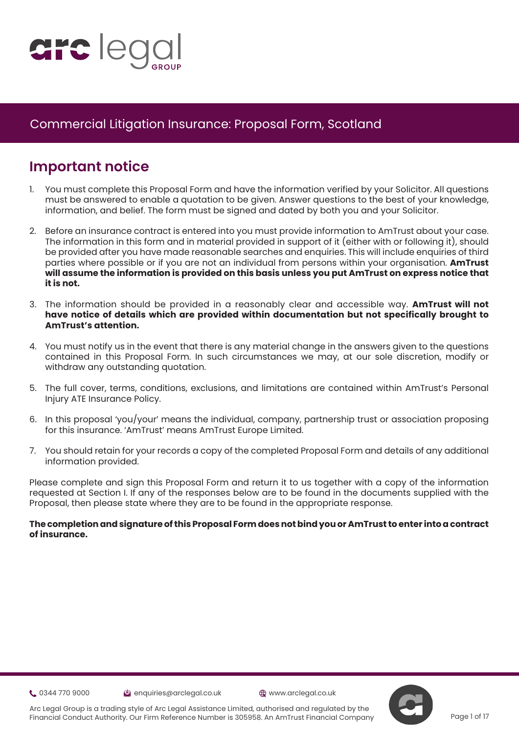# Commercial Litigation Insurance: Proposal Form, Scotland

## Important notice

1. You must complete this Proposal Form and have the information verified by your Solicitor. All questions must be answered to enable a quotation to be given. Answer questions to the best of your knowledge, information, and belief. The form must be signed and dated by both you and your Solicitor.

2. Before an insurance contract is entered into you must provide information to AmTrust about your case. The information in this form and in material provided in support of it (either with or following it), should be provided after you have made reasonable searches and enquiries. This will include enquiries of third parties where possible or if you are not an individual from persons within your organisation. **AmTrust will assume the information is provided on this basis unless you put AmTrust on express notice that it is not.**

3. The information should be provided in a reasonably clear and accessible way. **AmTrust will not have notice of details which are provided within documentation but not specifically brought to AmTrust's attention.**

4. You must notify us in the event that there is any material change in the answers given to the questions contained in this Proposal Form. In such circumstances we may, at our sole discretion, modify or withdraw any outstanding quotation.

5. The full cover, terms, conditions, exclusions, and limitations are contained within AmTrust's Personal Injury ATE Insurance Policy.

6. In this proposal 'you/your' means the individual, company, partnership trust or association proposing for this insurance. 'AmTrust' means AmTrust Europe Limited.

7. You should retain for your records a copy of the completed Proposal Form and details of any additional information provided.

Please complete and sign this Proposal Form and return it to us together with a copy of the information requested at Section I. If any of the responses below are to be found in the documents supplied with the Proposal, then please state where they are to be found in the appropriate response.

**The completion and signature of this Proposal Form does not bind you or AmTrust to enter into a contract of insurance.**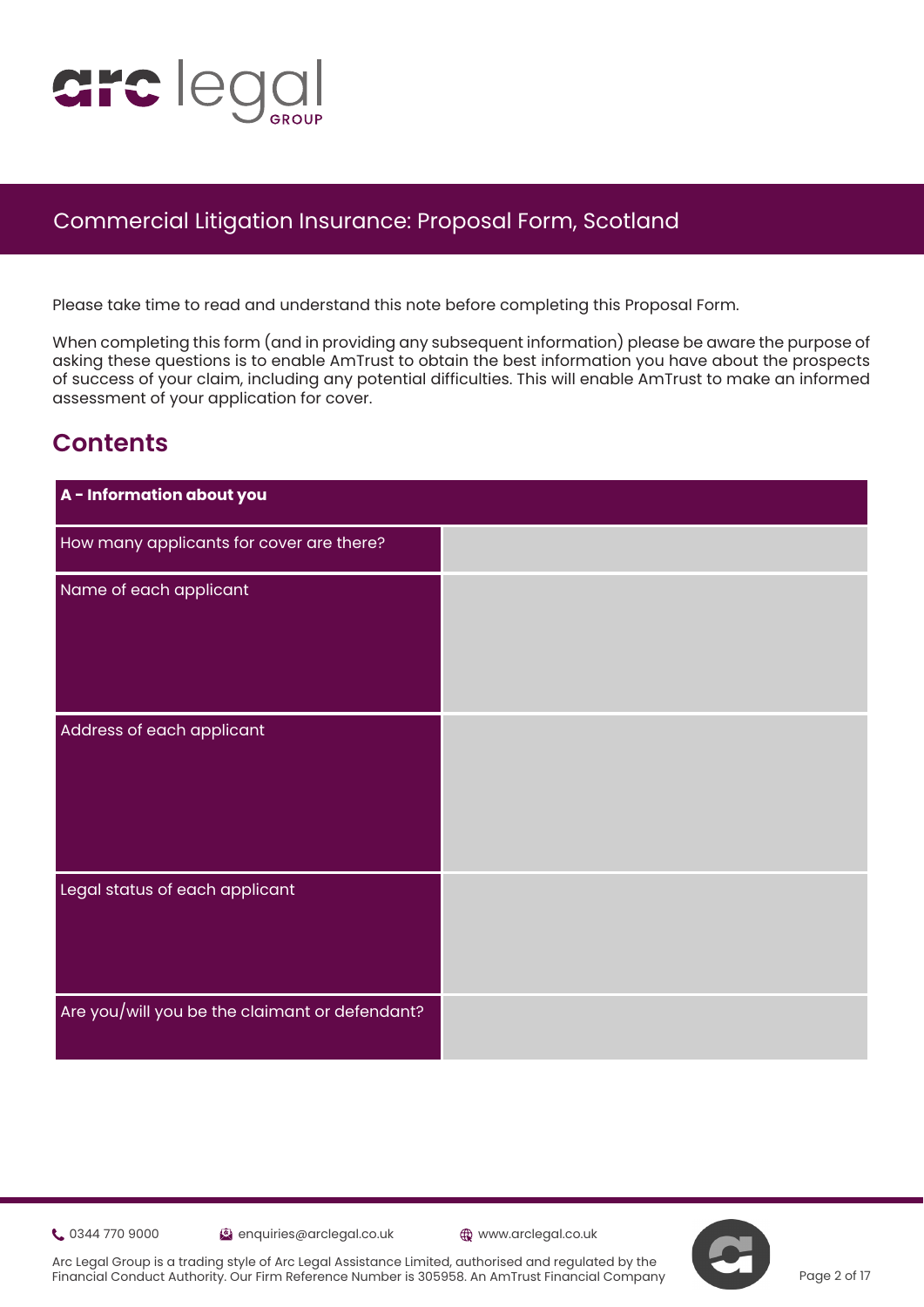# Commercial Litigation Insurance: Proposal Form, Scotland

Please take time to read and understand this note before completing this Proposal Form.

When completing this form (and in providing any subsequent information) please be aware the purpose of asking these questions is to enable AmTrust to obtain the best information you have about the prospects of success of your claim, including any potential difficulties. This will enable AmTrust to make an informed assessment of your application for cover.

## Contents

| **A - Information about you** | |
|---|---|
| How many applicants for cover are there? | |
| Name of each applicant | |
| Address of each applicant | |
| Legal status of each applicant | |
| Are you/will you be the claimant or defendant? | |

0344 770 9000 | enquiries@arclegal.co.uk | www.arclegal.co.uk

Arc Legal Group is a trading style of Arc Legal Assistance Limited, authorised and regulated by the Financial Conduct Authority. Our Firm Reference Number is 305958. An AmTrust Financial Company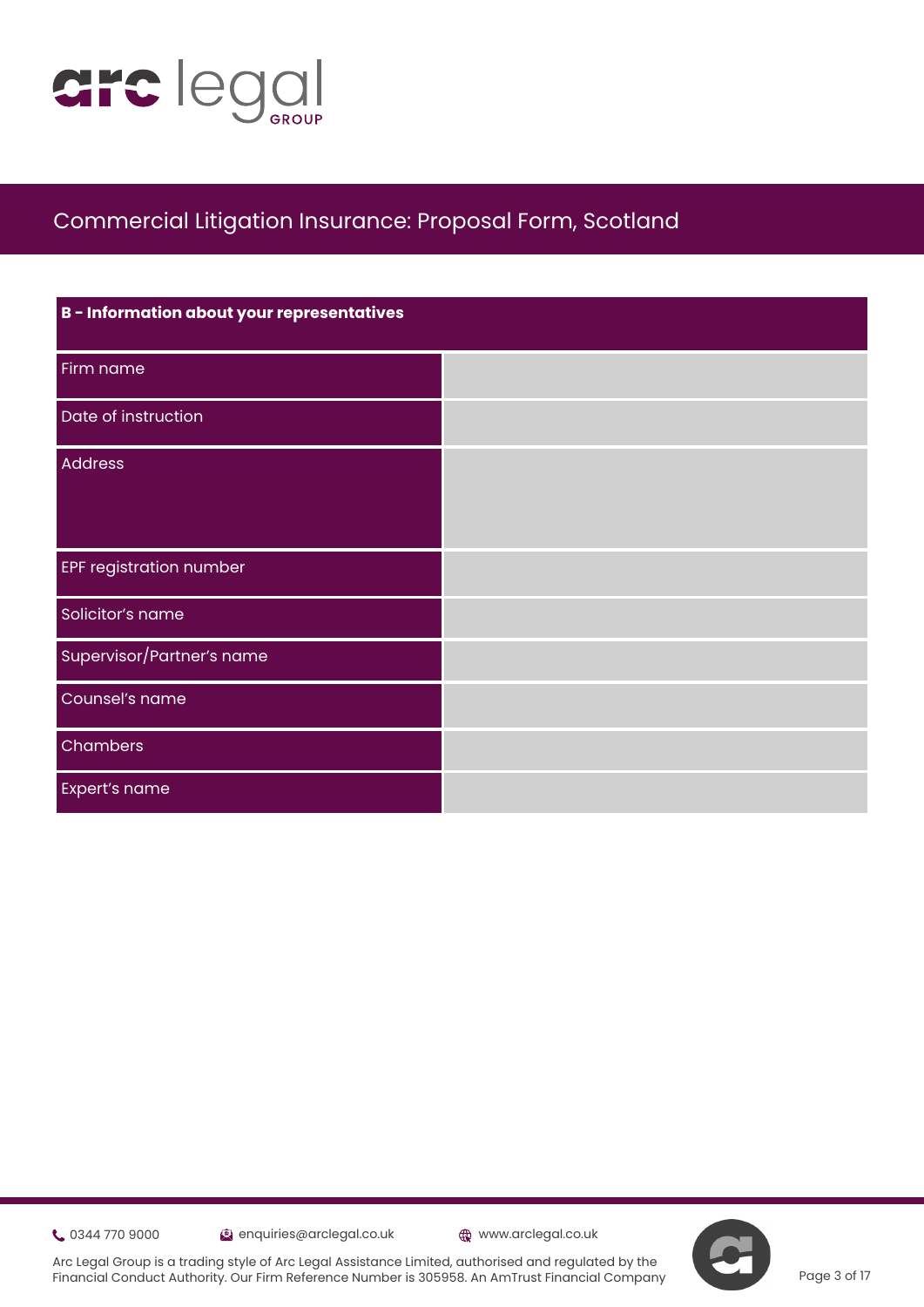## Commercial Litigation Insurance: Proposal Form, Scotland

| B - Information about your representatives | |
| --- | --- |
| Firm name | |
| Date of instruction | |
| Address | |
| EPF registration number | |
| Solicitor's name | |
| Supervisor/Partner's name | |
| Counsel's name | |
| Chambers | |
| Expert's name | |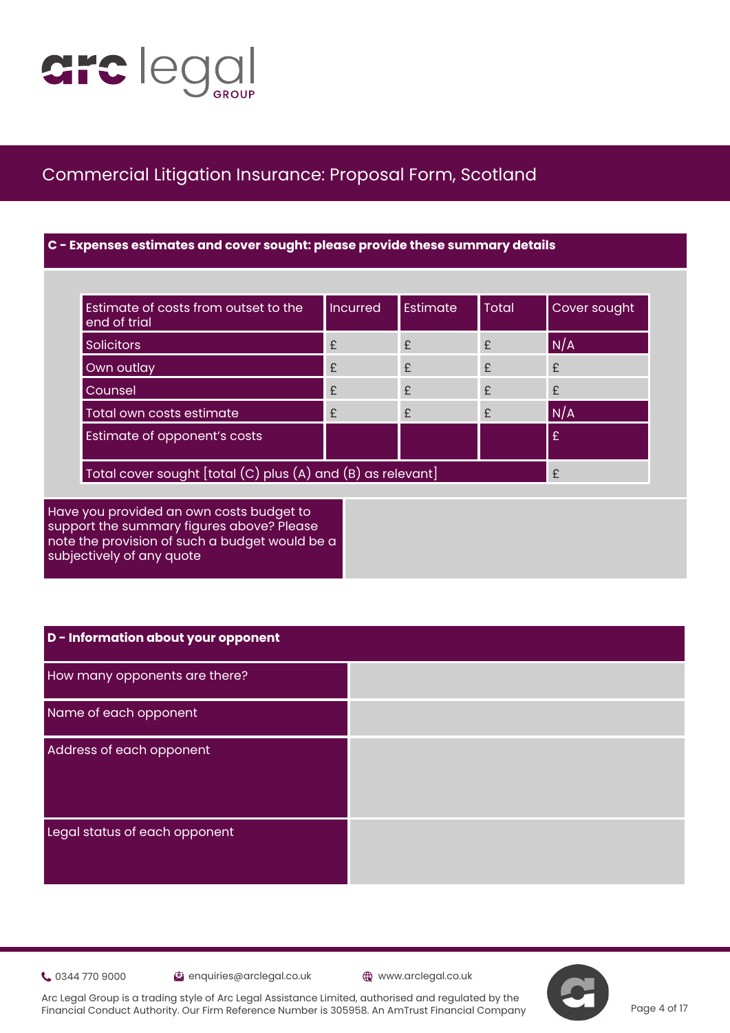# Commercial Litigation Insurance: Proposal Form, Scotland

## C - Expenses estimates and cover sought: please provide these summary details

| Estimate of costs from outset to the end of trial | Incurred | Estimate | Total | Cover sought |
|---|---|---|---|---|
| Solicitors | £ | £ | £ | N/A |
| Own outlay | £ | £ | £ | £ |
| Counsel | £ | £ | £ | £ |
| Total own costs estimate | £ | £ | £ | N/A |
| Estimate of opponent's costs | | | | £ |
| Total cover sought [total (C) plus (A) and (B) as relevant] | | | | £ |

| | |
|---|---|
| Have you provided an own costs budget to support the summary figures above? Please note the provision of such a budget would be a subjectively of any quote | |

## D - Information about your opponent

| | |
|---|---|
| How many opponents are there? | |
| Name of each opponent | |
| Address of each opponent | |
| Legal status of each opponent | |

0344 770 9000 | enquiries@arclegal.co.uk | www.arclegal.co.uk

Arc Legal Group is a trading style of Arc Legal Assistance Limited, authorised and regulated by the Financial Conduct Authority. Our Firm Reference Number is 305958. An AmTrust Financial Company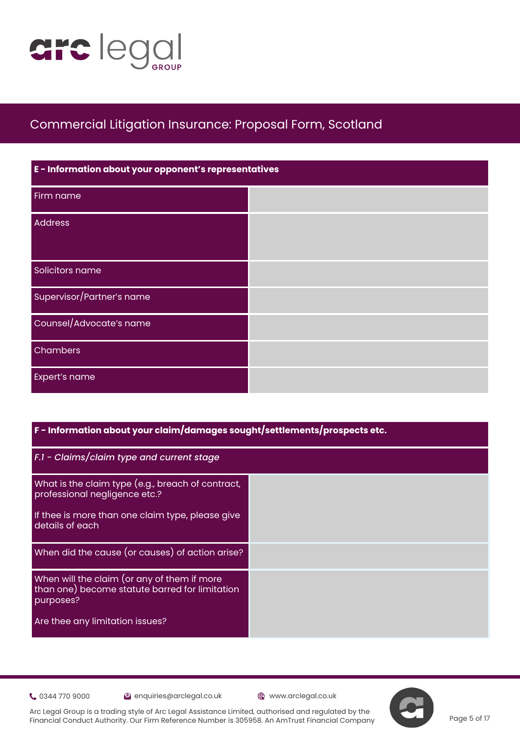Commercial Litigation Insurance: Proposal Form, Scotland

| E - Information about your opponent's representatives | |
|---|---|
| Firm name | |
| Address | |
| Solicitors name | |
| Supervisor/Partner's name | |
| Counsel/Advocate's name | |
| Chambers | |
| Expert's name | |

| F - Information about your claim/damages sought/settlements/prospects etc. | |
|---|---|
| *F.1 - Claims/claim type and current stage* | |
| What is the claim type (e.g., breach of contract, professional negligence etc.?<br><br>If thee is more than one claim type, please give details of each | |
| When did the cause (or causes) of action arise? | |
| When will the claim (or any of them if more than one) become statute barred for limitation purposes?<br><br>Are thee any limitation issues? | |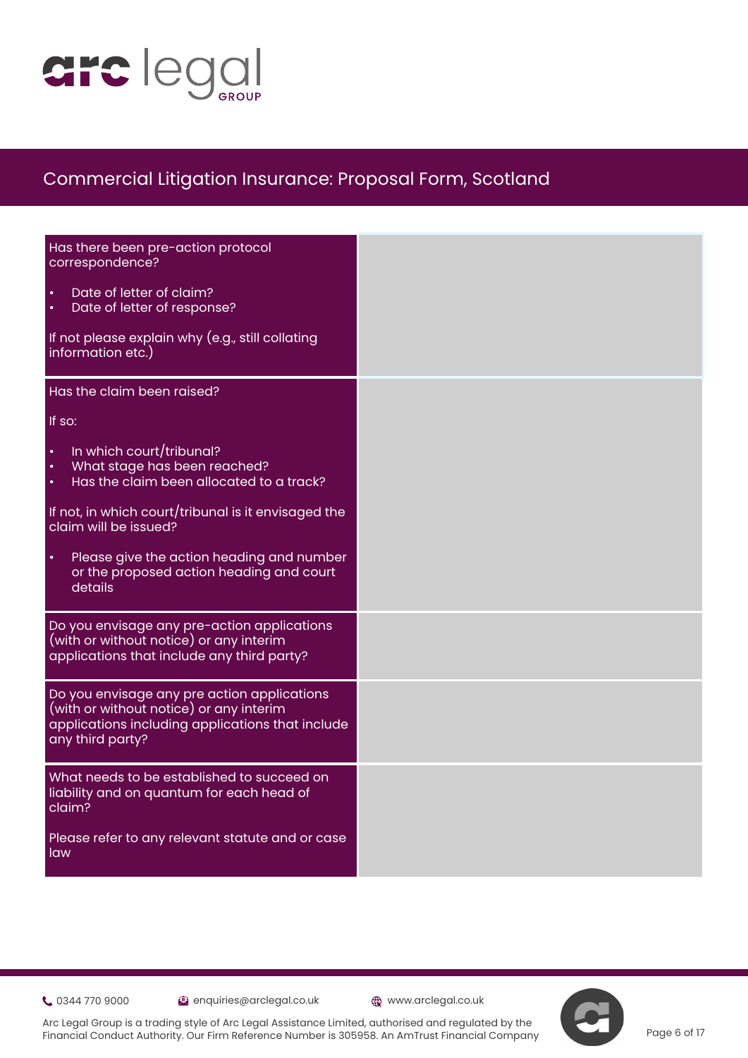# Commercial Litigation Insurance: Proposal Form, Scotland

| Question | Response |
| --- | --- |
| Has there been pre-action protocol correspondence?<br><br>• Date of letter of claim?<br>• Date of letter of response?<br><br>If not please explain why (e.g., still collating information etc.) | |
| Has the claim been raised?<br><br>If so:<br><br>• In which court/tribunal?<br>• What stage has been reached?<br>• Has the claim been allocated to a track?<br><br>If not, in which court/tribunal is it envisaged the claim will be issued?<br><br>• Please give the action heading and number or the proposed action heading and court details | |
| Do you envisage any pre-action applications (with or without notice) or any interim applications that include any third party? | |
| Do you envisage any pre action applications (with or without notice) or any interim applications including applications that include any third party? | |
| What needs to be established to succeed on liability and on quantum for each head of claim?<br><br>Please refer to any relevant statute and or case law | |

0344 770 9000 | enquiries@arclegal.co.uk | www.arclegal.co.uk

Arc Legal Group is a trading style of Arc Legal Assistance Limited, authorised and regulated by the Financial Conduct Authority. Our Firm Reference Number is 305958. An AmTrust Financial Company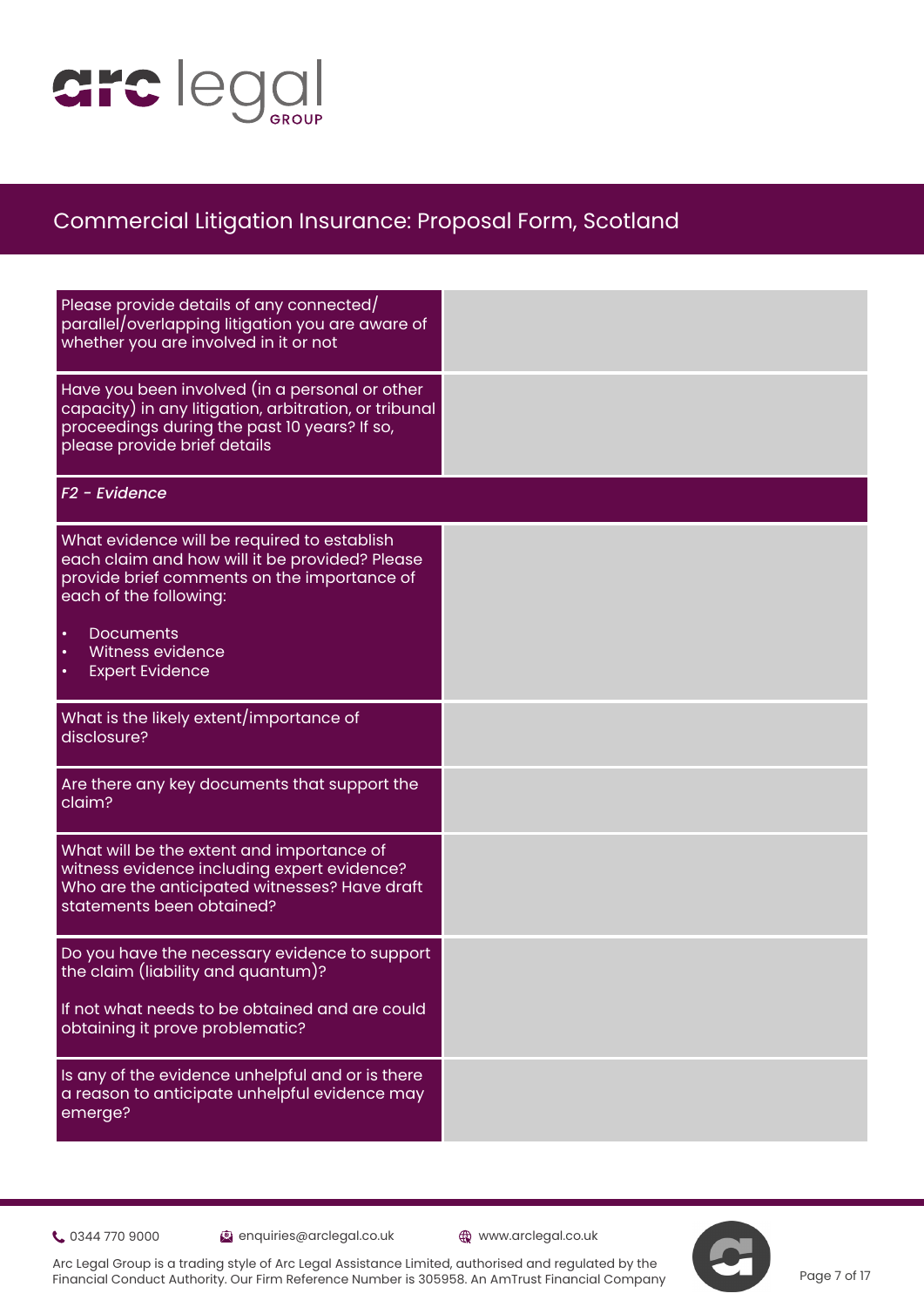# Commercial Litigation Insurance: Proposal Form, Scotland

| | |
|---|---|
| Please provide details of any connected/ parallel/overlapping litigation you are aware of whether you are involved in it or not | |
| Have you been involved (in a personal or other capacity) in any litigation, arbitration, or tribunal proceedings during the past 10 years? If so, please provide brief details | |
| ***F2 - Evidence*** | |
| What evidence will be required to establish each claim and how will it be provided? Please provide brief comments on the importance of each of the following:<br>• Documents<br>• Witness evidence<br>• Expert Evidence | |
| What is the likely extent/importance of disclosure? | |
| Are there any key documents that support the claim? | |
| What will be the extent and importance of witness evidence including expert evidence? Who are the anticipated witnesses? Have draft statements been obtained? | |
| Do you have the necessary evidence to support the claim (liability and quantum)?<br><br>If not what needs to be obtained and are could obtaining it prove problematic? | |
| Is any of the evidence unhelpful and or is there a reason to anticipate unhelpful evidence may emerge? | |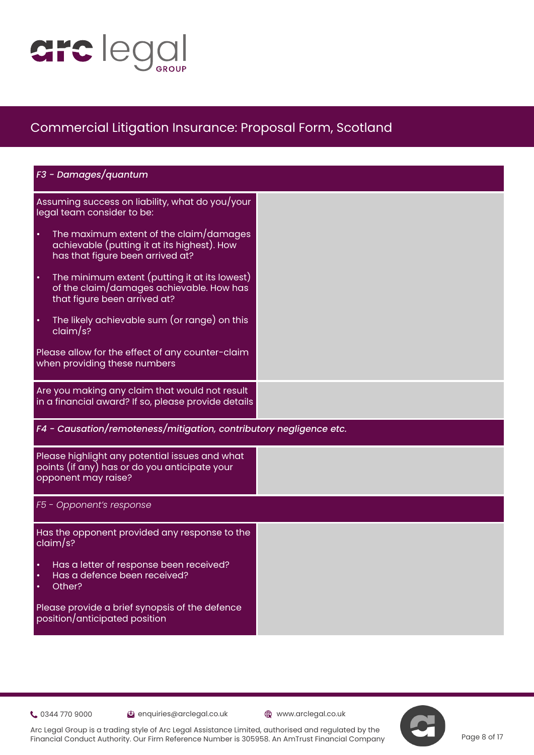Commercial Litigation Insurance: Proposal Form, Scotland

| *F3 - Damages/quantum* | |
|---|---|
| Assuming success on liability, what do you/your legal team consider to be:<br><br>• The maximum extent of the claim/damages achievable (putting it at its highest). How has that figure been arrived at?<br><br>• The minimum extent (putting it at its lowest) of the claim/damages achievable. How has that figure been arrived at?<br><br>• The likely achievable sum (or range) on this claim/s?<br><br>Please allow for the effect of any counter-claim when providing these numbers | |
| Are you making any claim that would not result in a financial award? If so, please provide details | |

| *F4 - Causation/remoteness/mitigation, contributory negligence etc.* | |
|---|---|
| Please highlight any potential issues and what points (if any) has or do you anticipate your opponent may raise? | |

| *F5 - Opponent's response* | |
|---|---|
| Has the opponent provided any response to the claim/s?<br><br>• Has a letter of response been received?<br>• Has a defence been received?<br>• Other?<br><br>Please provide a brief synopsis of the defence position/anticipated position | |

0344 770 9000 | enquiries@arclegal.co.uk | www.arclegal.co.uk

Arc Legal Group is a trading style of Arc Legal Assistance Limited, authorised and regulated by the Financial Conduct Authority. Our Firm Reference Number is 305958. An AmTrust Financial Company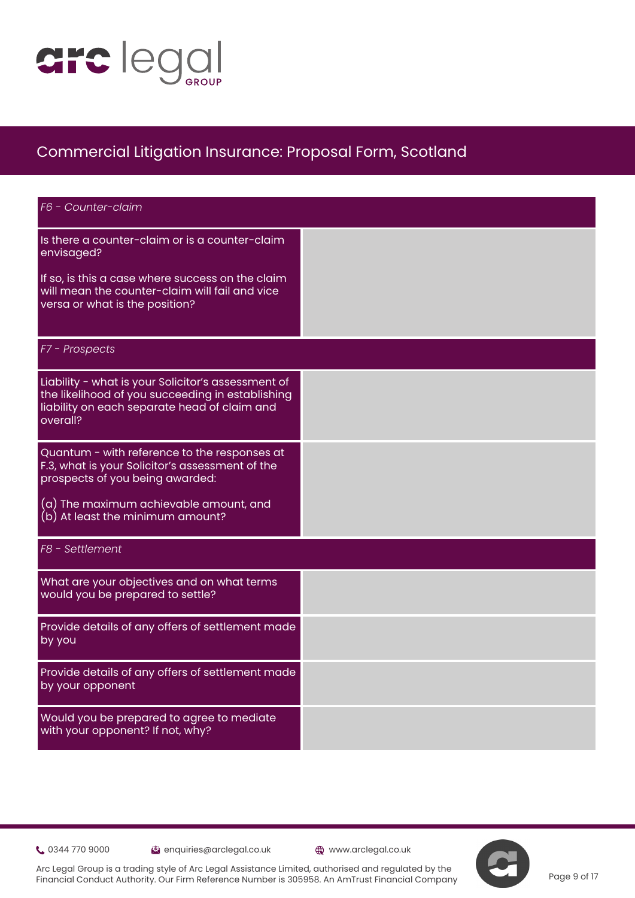# Commercial Litigation Insurance: Proposal Form, Scotland

| *F6 - Counter-claim* | |
|---|---|
| Is there a counter-claim or is a counter-claim envisaged?<br><br>If so, is this a case where success on the claim will mean the counter-claim will fail and vice versa or what is the position? | |

| *F7 - Prospects* | |
|---|---|
| Liability - what is your Solicitor's assessment of the likelihood of you succeeding in establishing liability on each separate head of claim and overall? | |
| Quantum - with reference to the responses at F.3, what is your Solicitor's assessment of the prospects of you being awarded:<br><br>(a) The maximum achievable amount, and<br>(b) At least the minimum amount? | |

| *F8 - Settlement* | |
|---|---|
| What are your objectives and on what terms would you be prepared to settle? | |
| Provide details of any offers of settlement made by you | |
| Provide details of any offers of settlement made by your opponent | |
| Would you be prepared to agree to mediate with your opponent? If not, why? | |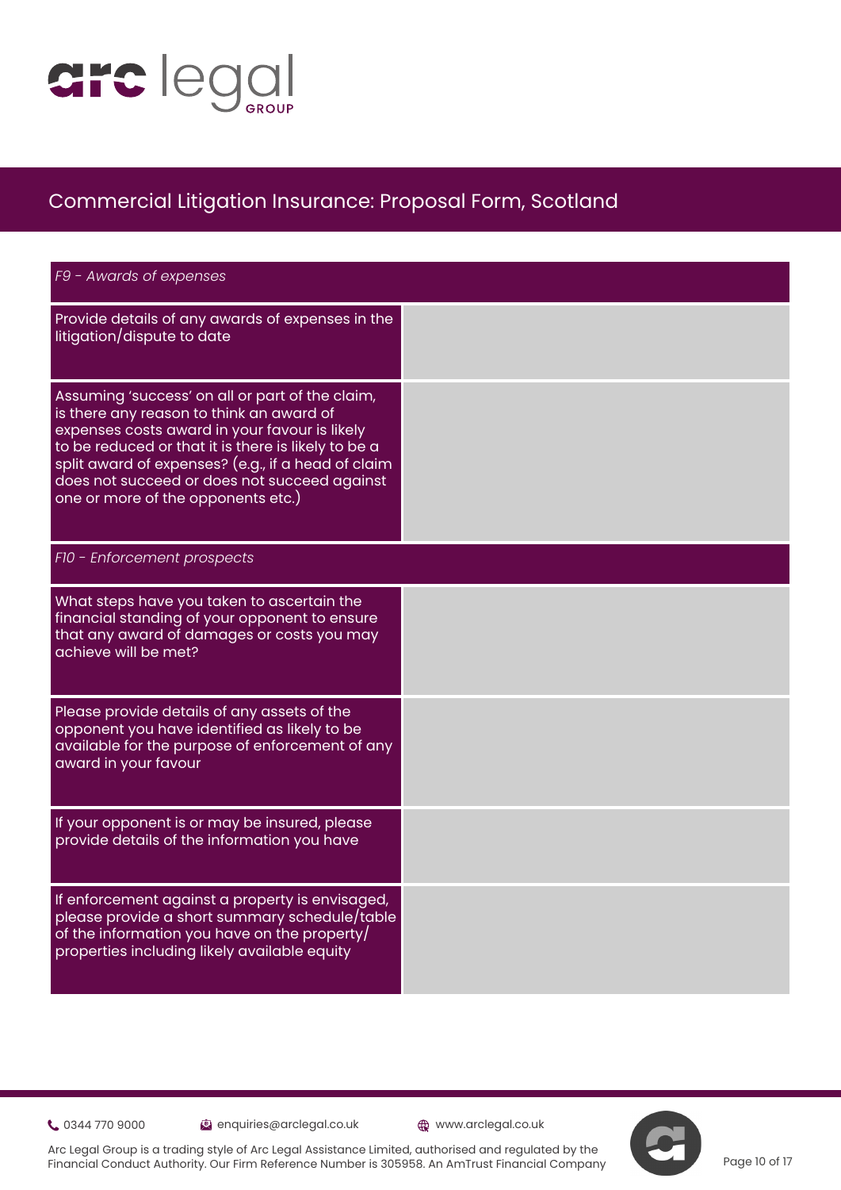# Commercial Litigation Insurance: Proposal Form, Scotland

| *F9 - Awards of expenses* | |
|---|---|
| Provide details of any awards of expenses in the litigation/dispute to date | |
| Assuming 'success' on all or part of the claim, is there any reason to think an award of expenses costs award in your favour is likely to be reduced or that it is there is likely to be a split award of expenses? (e.g., if a head of claim does not succeed or does not succeed against one or more of the opponents etc.) | |
| *F10 - Enforcement prospects* | |
| What steps have you taken to ascertain the financial standing of your opponent to ensure that any award of damages or costs you may achieve will be met? | |
| Please provide details of any assets of the opponent you have identified as likely to be available for the purpose of enforcement of any award in your favour | |
| If your opponent is or may be insured, please provide details of the information you have | |
| If enforcement against a property is envisaged, please provide a short summary schedule/table of the information you have on the property/properties including likely available equity | |

0344 770 9000 | enquiries@arclegal.co.uk | www.arclegal.co.uk

Arc Legal Group is a trading style of Arc Legal Assistance Limited, authorised and regulated by the Financial Conduct Authority. Our Firm Reference Number is 305958. An AmTrust Financial Company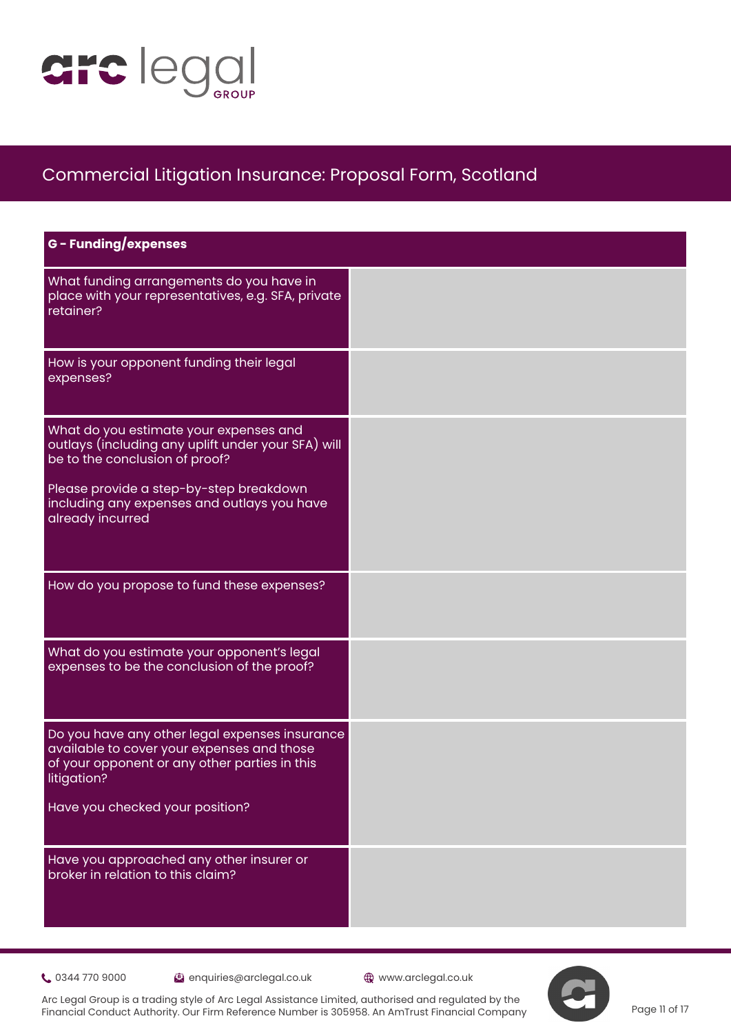# Commercial Litigation Insurance: Proposal Form, Scotland

| G - Funding/expenses | |
|---|---|
| What funding arrangements do you have in place with your representatives, e.g. SFA, private retainer? | |
| How is your opponent funding their legal expenses? | |
| What do you estimate your expenses and outlays (including any uplift under your SFA) will be to the conclusion of proof?<br><br>Please provide a step-by-step breakdown including any expenses and outlays you have already incurred | |
| How do you propose to fund these expenses? | |
| What do you estimate your opponent's legal expenses to be the conclusion of the proof? | |
| Do you have any other legal expenses insurance available to cover your expenses and those of your opponent or any other parties in this litigation?<br><br>Have you checked your position? | |
| Have you approached any other insurer or broker in relation to this claim? | |

0344 770 9000 enquiries@arclegal.co.uk www.arclegal.co.uk

Arc Legal Group is a trading style of Arc Legal Assistance Limited, authorised and regulated by the Financial Conduct Authority. Our Firm Reference Number is 305958. An AmTrust Financial Company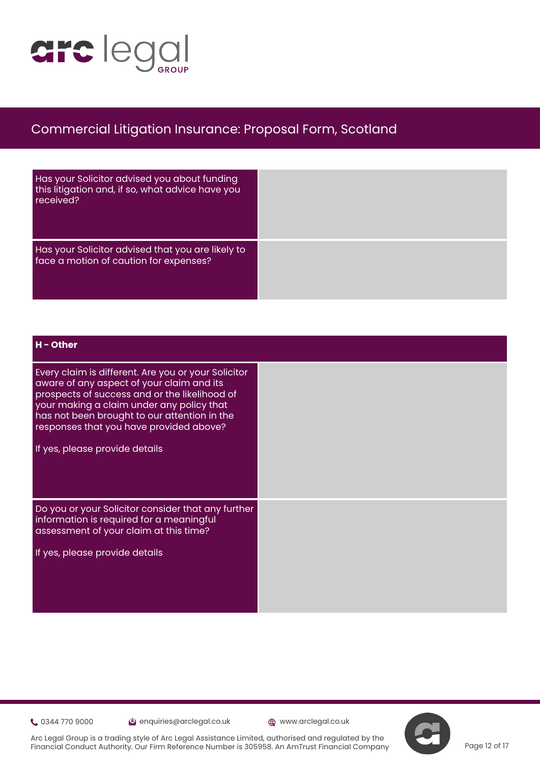| Question | Response |
| --- | --- |
| Has your Solicitor advised you about funding this litigation and, if so, what advice have you received? | |
| Has your Solicitor advised that you are likely to face a motion of caution for expenses? | |

| **H - Other** | |
| --- | --- |
| Every claim is different. Are you or your Solicitor aware of any aspect of your claim and its prospects of success and or the likelihood of your making a claim under any policy that has not been brought to our attention in the responses that you have provided above?<br><br>If yes, please provide details | |
| Do you or your Solicitor consider that any further information is required for a meaningful assessment of your claim at this time?<br><br>If yes, please provide details | |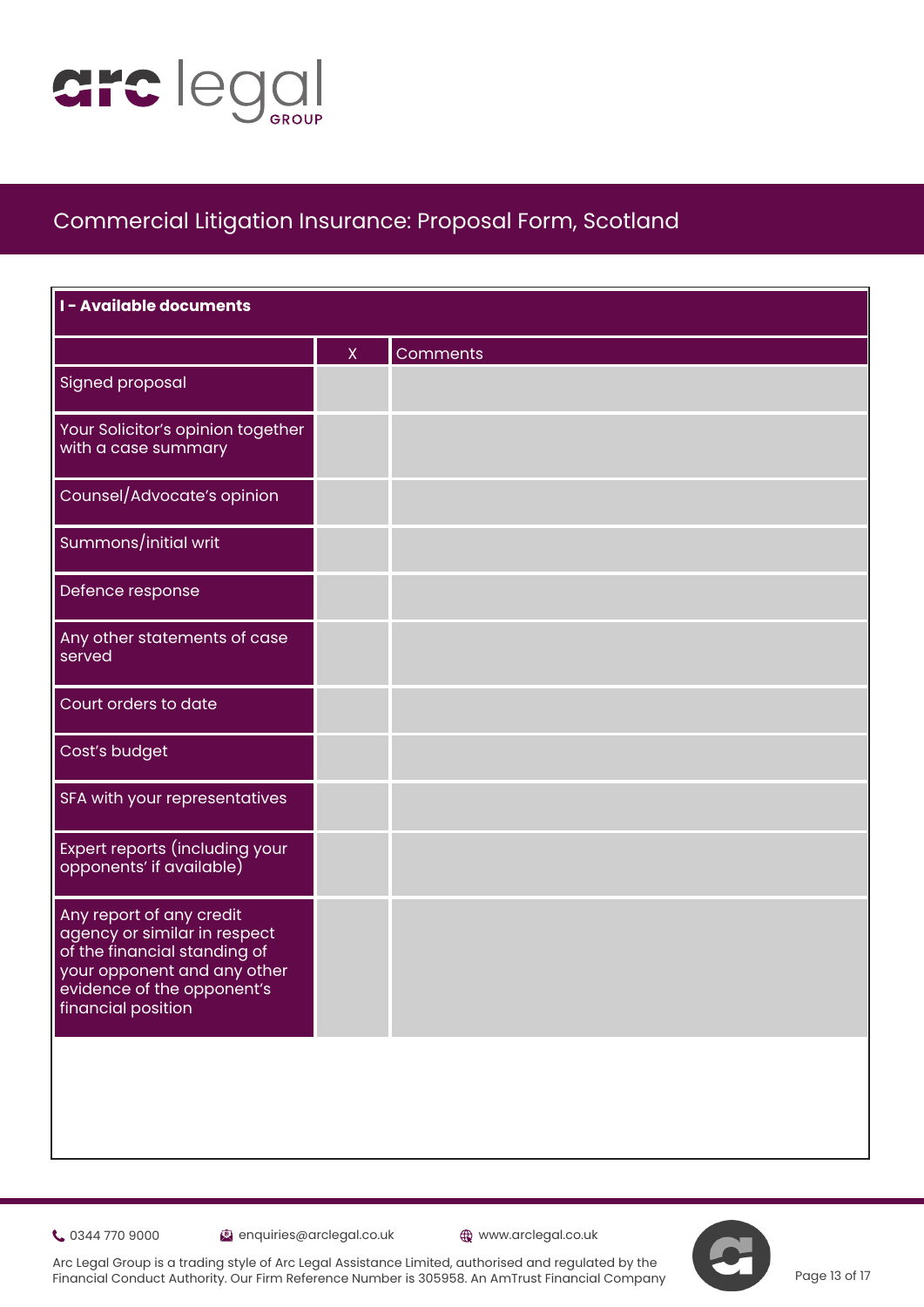## Commercial Litigation Insurance: Proposal Form, Scotland

| I - Available documents | X | Comments |
|---|---|---|
| Signed proposal | | |
| Your Solicitor's opinion together with a case summary | | |
| Counsel/Advocate's opinion | | |
| Summons/initial writ | | |
| Defence response | | |
| Any other statements of case served | | |
| Court orders to date | | |
| Cost's budget | | |
| SFA with your representatives | | |
| Expert reports (including your opponents' if available) | | |
| Any report of any credit agency or similar in respect of the financial standing of your opponent and any other evidence of the opponent's financial position | | |

0344 770 9000 | enquiries@arclegal.co.uk | www.arclegal.co.uk

Arc Legal Group is a trading style of Arc Legal Assistance Limited, authorised and regulated by the Financial Conduct Authority. Our Firm Reference Number is 305958. An AmTrust Financial Company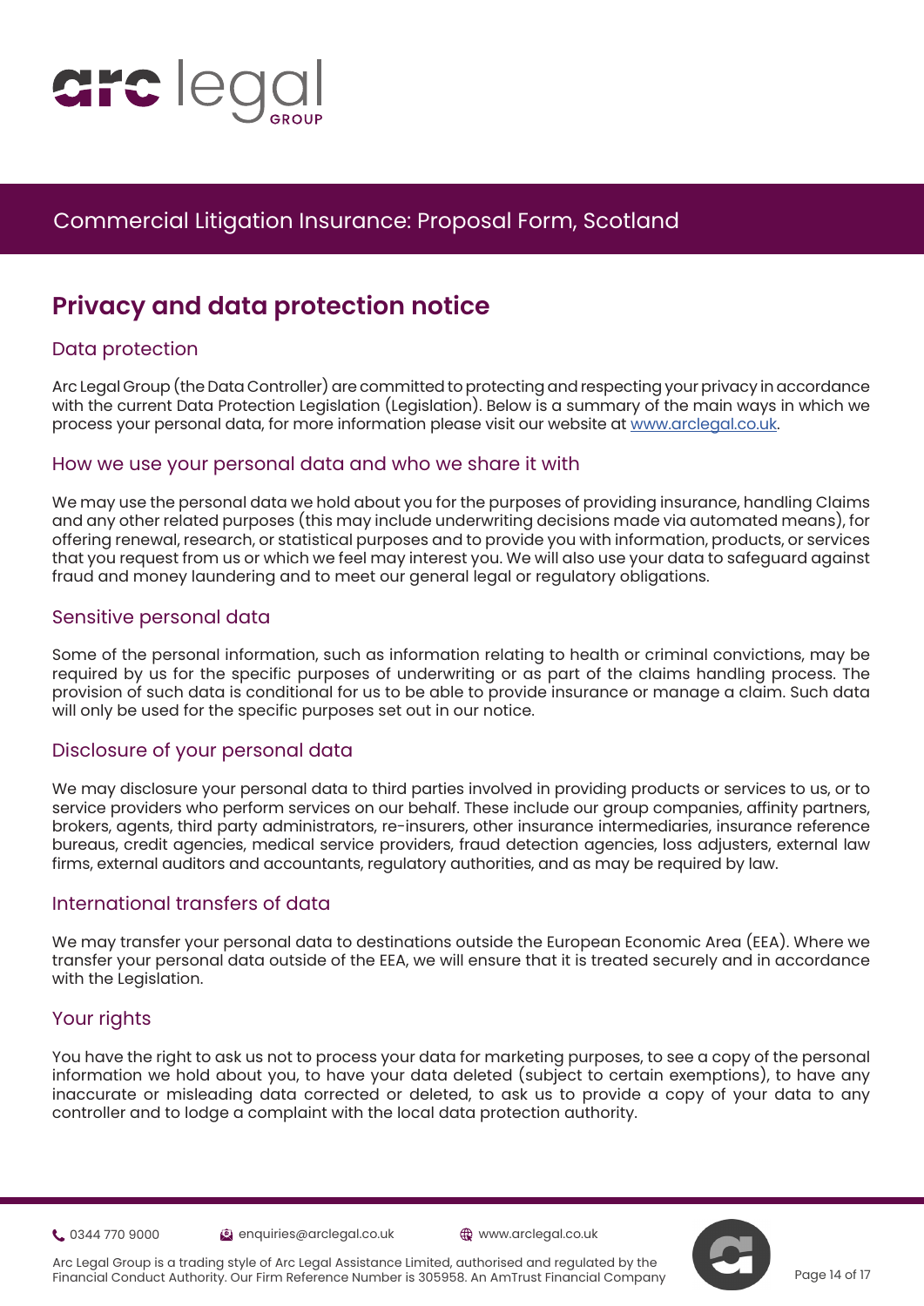# Commercial Litigation Insurance: Proposal Form, Scotland

## Privacy and data protection notice

### Data protection

Arc Legal Group (the Data Controller) are committed to protecting and respecting your privacy in accordance with the current Data Protection Legislation (Legislation). Below is a summary of the main ways in which we process your personal data, for more information please visit our website at www.arclegal.co.uk.

### How we use your personal data and who we share it with

We may use the personal data we hold about you for the purposes of providing insurance, handling Claims and any other related purposes (this may include underwriting decisions made via automated means), for offering renewal, research, or statistical purposes and to provide you with information, products, or services that you request from us or which we feel may interest you. We will also use your data to safeguard against fraud and money laundering and to meet our general legal or regulatory obligations.

### Sensitive personal data

Some of the personal information, such as information relating to health or criminal convictions, may be required by us for the specific purposes of underwriting or as part of the claims handling process. The provision of such data is conditional for us to be able to provide insurance or manage a claim. Such data will only be used for the specific purposes set out in our notice.

### Disclosure of your personal data

We may disclose your personal data to third parties involved in providing products or services to us, or to service providers who perform services on our behalf. These include our group companies, affinity partners, brokers, agents, third party administrators, re-insurers, other insurance intermediaries, insurance reference bureaus, credit agencies, medical service providers, fraud detection agencies, loss adjusters, external law firms, external auditors and accountants, regulatory authorities, and as may be required by law.

### International transfers of data

We may transfer your personal data to destinations outside the European Economic Area (EEA). Where we transfer your personal data outside of the EEA, we will ensure that it is treated securely and in accordance with the Legislation.

### Your rights

You have the right to ask us not to process your data for marketing purposes, to see a copy of the personal information we hold about you, to have your data deleted (subject to certain exemptions), to have any inaccurate or misleading data corrected or deleted, to ask us to provide a copy of your data to any controller and to lodge a complaint with the local data protection authority.

0344 770 9000 | enquiries@arclegal.co.uk | www.arclegal.co.uk

Arc Legal Group is a trading style of Arc Legal Assistance Limited, authorised and regulated by the Financial Conduct Authority. Our Firm Reference Number is 305958. An AmTrust Financial Company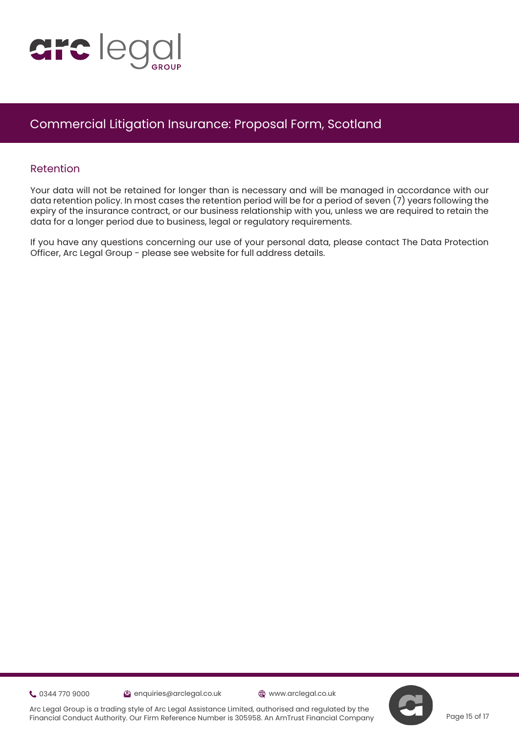## Retention

Your data will not be retained for longer than is necessary and will be managed in accordance with our data retention policy. In most cases the retention period will be for a period of seven (7) years following the expiry of the insurance contract, or our business relationship with you, unless we are required to retain the data for a longer period due to business, legal or regulatory requirements.

If you have any questions concerning our use of your personal data, please contact The Data Protection Officer, Arc Legal Group - please see website for full address details.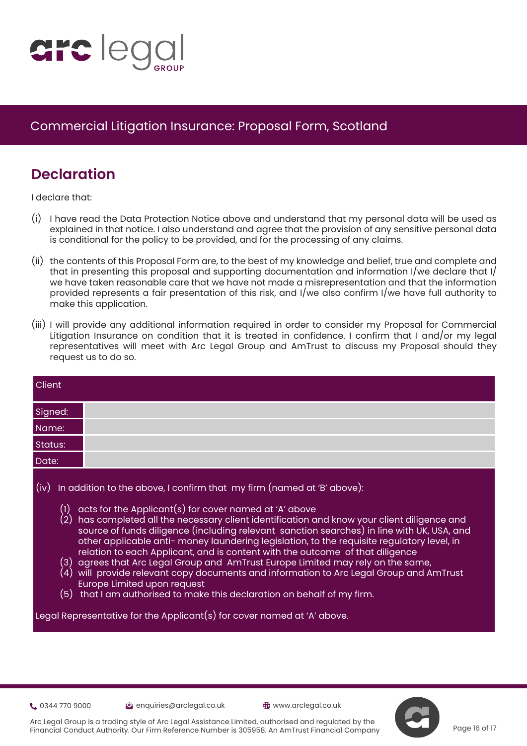Commercial Litigation Insurance: Proposal Form, Scotland

## Declaration

I declare that:

(i) I have read the Data Protection Notice above and understand that my personal data will be used as explained in that notice. I also understand and agree that the provision of any sensitive personal data is conditional for the policy to be provided, and for the processing of any claims.

(ii) the contents of this Proposal Form are, to the best of my knowledge and belief, true and complete and that in presenting this proposal and supporting documentation and information I/we declare that I/we have taken reasonable care that we have not made a misrepresentation and that the information provided represents a fair presentation of this risk, and I/we also confirm I/we have full authority to make this application.

(iii) I will provide any additional information required in order to consider my Proposal for Commercial Litigation Insurance on condition that it is treated in confidence. I confirm that I and/or my legal representatives will meet with Arc Legal Group and AmTrust to discuss my Proposal should they request us to do so.

| Client | |
|---|---|
| Signed: | |
| Name: | |
| Status: | |
| Date: | |

(iv) In addition to the above, I confirm that my firm (named at 'B' above):

(1) acts for the Applicant(s) for cover named at 'A' above
(2) has completed all the necessary client identification and know your client diligence and source of funds diligence (including relevant sanction searches) in line with UK, USA, and other applicable anti- money laundering legislation, to the requisite regulatory level, in relation to each Applicant, and is content with the outcome of that diligence
(3) agrees that Arc Legal Group and AmTrust Europe Limited may rely on the same,
(4) will provide relevant copy documents and information to Arc Legal Group and AmTrust Europe Limited upon request
(5) that I am authorised to make this declaration on behalf of my firm.

Legal Representative for the Applicant(s) for cover named at 'A' above.

0344 770 9000 enquiries@arclegal.co.uk www.arclegal.co.uk

Arc Legal Group is a trading style of Arc Legal Assistance Limited, authorised and regulated by the Financial Conduct Authority. Our Firm Reference Number is 305958. An AmTrust Financial Company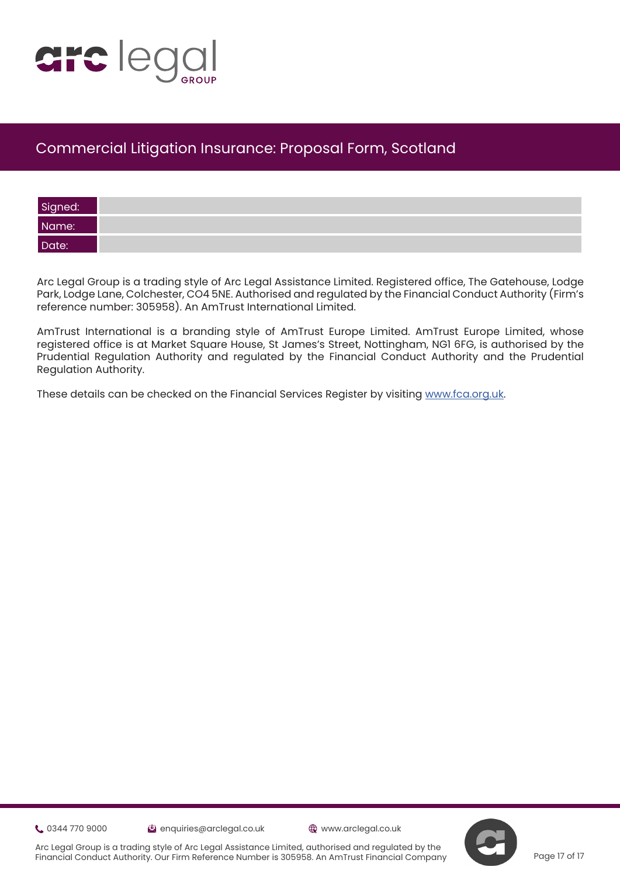# Commercial Litigation Insurance: Proposal Form, Scotland

| | |
|---|---|
| Signed: | |
| Name: | |
| Date: | |

Arc Legal Group is a trading style of Arc Legal Assistance Limited. Registered office, The Gatehouse, Lodge Park, Lodge Lane, Colchester, CO4 5NE. Authorised and regulated by the Financial Conduct Authority (Firm's reference number: 305958). An AmTrust International Limited.

AmTrust International is a branding style of AmTrust Europe Limited. AmTrust Europe Limited, whose registered office is at Market Square House, St James's Street, Nottingham, NG1 6FG, is authorised by the Prudential Regulation Authority and regulated by the Financial Conduct Authority and the Prudential Regulation Authority.

These details can be checked on the Financial Services Register by visiting www.fca.org.uk.